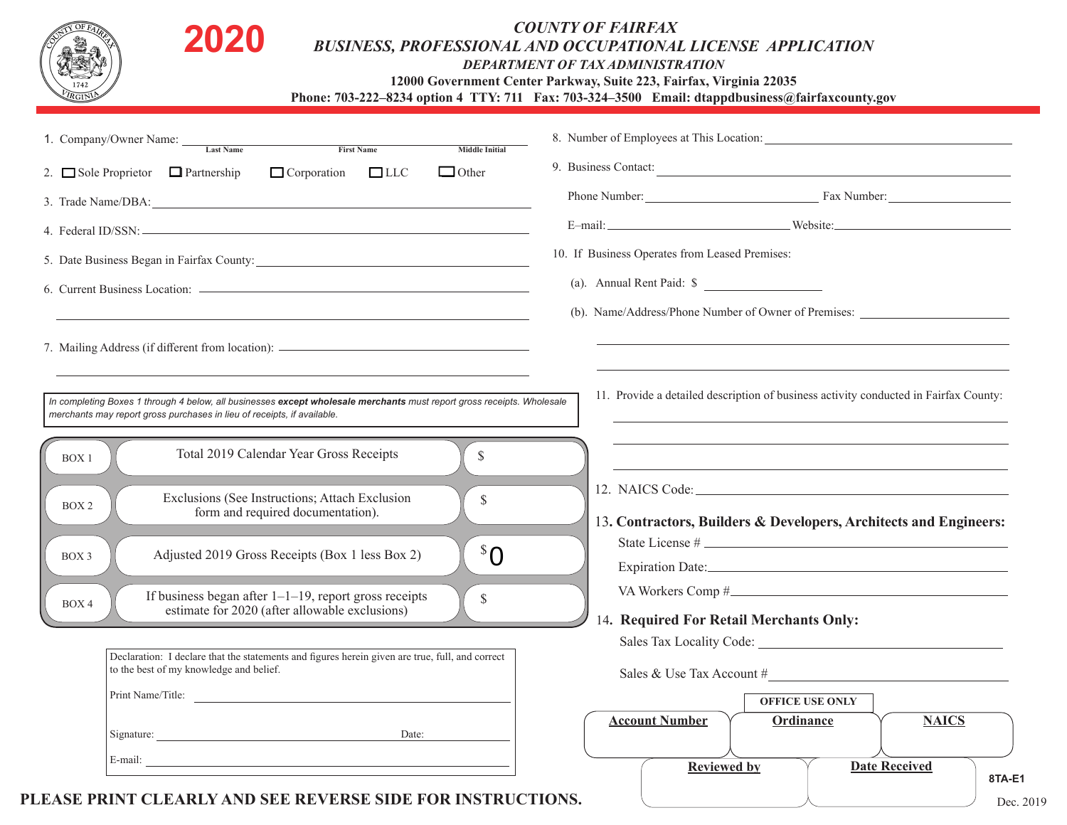# 2020

## COUNTY OF FAIRFAX
## BUSINESS, PROFESSIONAL AND OCCUPATIONAL LICENSE APPLICATION

*DEPARTMENT OF TAX ADMINISTRATION*

**12000 Government Center Parkway, Suite 223, Fairfax, Virginia 22035**

**Phone: 703-222–8234 option 4 TTY: 711 Fax: 703-324–3500 Email: dtappdbusiness@fairfaxcounty.gov**

1. Company/Owner Name: ______________________ (Last Name, First Name, Middle Initial)
2. ☐ Sole Proprietor ☐ Partnership ☐ Corporation ☐ LLC ☐ Other
3. Trade Name/DBA: ______________________
4. Federal ID/SSN: ______________________
5. Date Business Began in Fairfax County: ______________________
6. Current Business Location: ______________________
7. Mailing Address (if different from location): ______________________
8. Number of Employees at This Location: ______________________
9. Business Contact: ______________________

   Phone Number: ______________ Fax Number: ______________

   E–mail: ______________ Website: ______________
10. If Business Operates from Leased Premises:

    (a). Annual Rent Paid: $ ______________

    (b). Name/Address/Phone Number of Owner of Premises: ______________________
11. Provide a detailed description of business activity conducted in Fairfax County: ______________________
12. NAICS Code: ______________________
13. **Contractors, Builders & Developers, Architects and Engineers:**

    State License # ______________________

    Expiration Date: ______________________

    VA Workers Comp # ______________________
14. **Required For Retail Merchants Only:**

    Sales Tax Locality Code: ______________________

    Sales & Use Tax Account # ______________________

*In completing Boxes 1 through 4 below, all businesses **except wholesale merchants** must report gross receipts. Wholesale merchants may report gross purchases in lieu of receipts, if available.*

| | | |
|---|---|---|
| BOX 1 | Total 2019 Calendar Year Gross Receipts | $ |
| BOX 2 | Exclusions (See Instructions; Attach Exclusion form and required documentation). | $ |
| BOX 3 | Adjusted 2019 Gross Receipts (Box 1 less Box 2) | $ 0 |
| BOX 4 | If business began after 1–1–19, report gross receipts estimate for 2020 (after allowable exclusions) | $ |

Declaration: I declare that the statements and figures herein given are true, full, and correct to the best of my knowledge and belief.

Print Name/Title: ______________________

Signature: ______________________ Date: ______________

E-mail: ______________________

**OFFICE USE ONLY**

| Account Number | Ordinance | NAICS |
|---|---|---|
| | | |

| Reviewed by | Date Received |
|---|---|
| | |

**PLEASE PRINT CLEARLY AND SEE REVERSE SIDE FOR INSTRUCTIONS.**

**8TA-E1**

Dec. 2019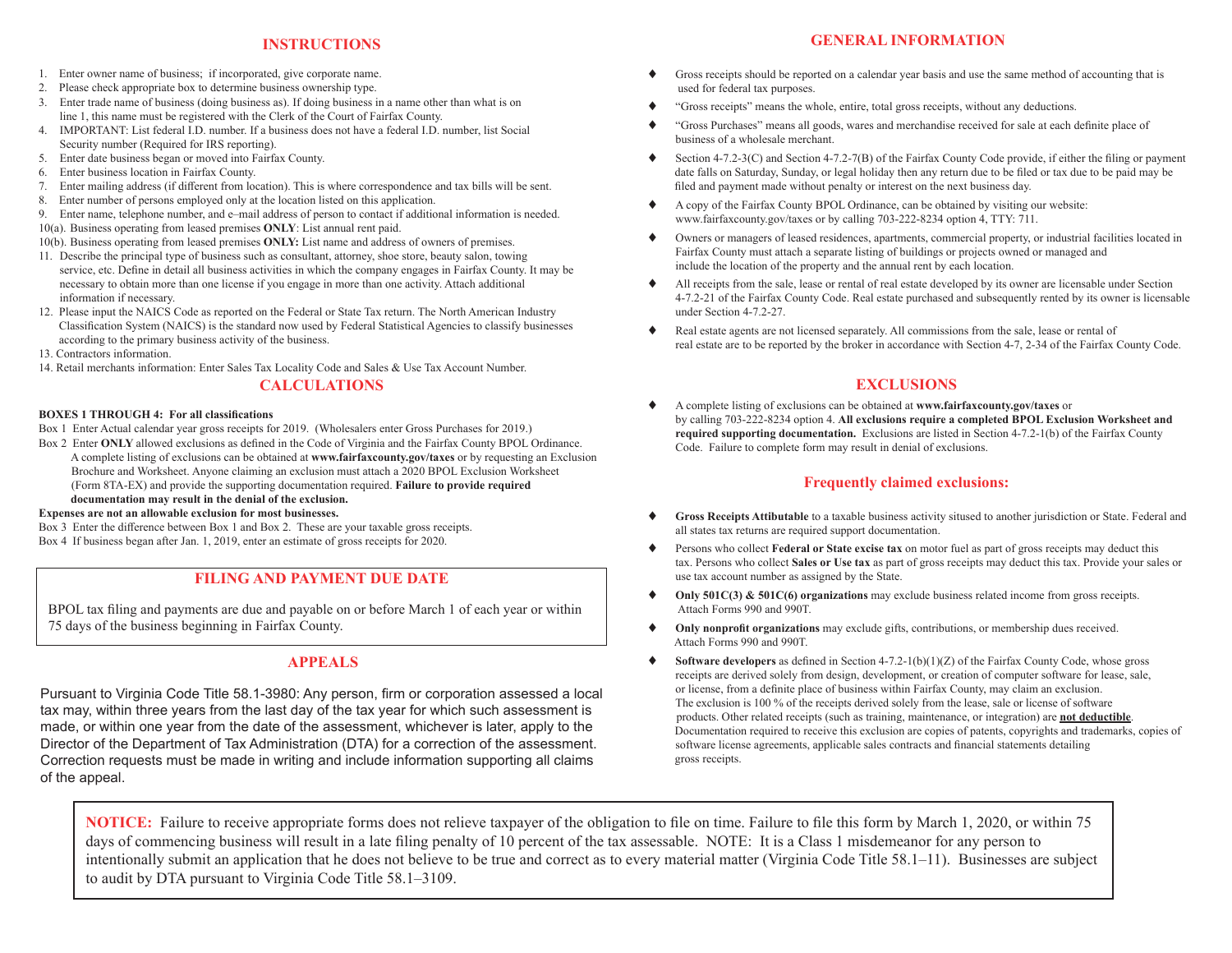## INSTRUCTIONS

1. Enter owner name of business; if incorporated, give corporate name.
2. Please check appropriate box to determine business ownership type.
3. Enter trade name of business (doing business as). If doing business in a name other than what is on line 1, this name must be registered with the Clerk of the Court of Fairfax County.
4. IMPORTANT: List federal I.D. number. If a business does not have a federal I.D. number, list Social Security number (Required for IRS reporting).
5. Enter date business began or moved into Fairfax County.
6. Enter business location in Fairfax County.
7. Enter mailing address (if different from location). This is where correspondence and tax bills will be sent.
8. Enter number of persons employed only at the location listed on this application.
9. Enter name, telephone number, and e–mail address of person to contact if additional information is needed.

10(a). Business operating from leased premises **ONLY**: List annual rent paid.

10(b). Business operating from leased premises **ONLY:** List name and address of owners of premises.

11. Describe the principal type of business such as consultant, attorney, shoe store, beauty salon, towing service, etc. Define in detail all business activities in which the company engages in Fairfax County. It may be necessary to obtain more than one license if you engage in more than one activity. Attach additional information if necessary.
12. Please input the NAICS Code as reported on the Federal or State Tax return. The North American Industry Classification System (NAICS) is the standard now used by Federal Statistical Agencies to classify businesses according to the primary business activity of the business.
13. Contractors information.
14. Retail merchants information: Enter Sales Tax Locality Code and Sales & Use Tax Account Number.

## CALCULATIONS

**BOXES 1 THROUGH 4: For all classifications**

Box 1 Enter Actual calendar year gross receipts for 2019. (Wholesalers enter Gross Purchases for 2019.)

Box 2 Enter **ONLY** allowed exclusions as defined in the Code of Virginia and the Fairfax County BPOL Ordinance. A complete listing of exclusions can be obtained at **www.fairfaxcounty.gov/taxes** or by requesting an Exclusion Brochure and Worksheet. Anyone claiming an exclusion must attach a 2020 BPOL Exclusion Worksheet (Form 8TA-EX) and provide the supporting documentation required. **Failure to provide required documentation may result in the denial of the exclusion.**

**Expenses are not an allowable exclusion for most businesses.**

Box 3 Enter the difference between Box 1 and Box 2. These are your taxable gross receipts.

Box 4 If business began after Jan. 1, 2019, enter an estimate of gross receipts for 2020.

## FILING AND PAYMENT DUE DATE

BPOL tax filing and payments are due and payable on or before March 1 of each year or within 75 days of the business beginning in Fairfax County.

## APPEALS

Pursuant to Virginia Code Title 58.1-3980: Any person, firm or corporation assessed a local tax may, within three years from the last day of the tax year for which such assessment is made, or within one year from the date of the assessment, whichever is later, apply to the Director of the Department of Tax Administration (DTA) for a correction of the assessment. Correction requests must be made in writing and include information supporting all claims of the appeal.

## GENERAL INFORMATION

- Gross receipts should be reported on a calendar year basis and use the same method of accounting that is used for federal tax purposes.
- "Gross receipts" means the whole, entire, total gross receipts, without any deductions.
- "Gross Purchases" means all goods, wares and merchandise received for sale at each definite place of business of a wholesale merchant.
- Section 4-7.2-3(C) and Section 4-7.2-7(B) of the Fairfax County Code provide, if either the filing or payment date falls on Saturday, Sunday, or legal holiday then any return due to be filed or tax due to be paid may be filed and payment made without penalty or interest on the next business day.
- A copy of the Fairfax County BPOL Ordinance, can be obtained by visiting our website: www.fairfaxcounty.gov/taxes or by calling 703-222-8234 option 4, TTY: 711.
- Owners or managers of leased residences, apartments, commercial property, or industrial facilities located in Fairfax County must attach a separate listing of buildings or projects owned or managed and include the location of the property and the annual rent by each location.
- All receipts from the sale, lease or rental of real estate developed by its owner are licensable under Section 4-7.2-21 of the Fairfax County Code. Real estate purchased and subsequently rented by its owner is licensable under Section 4-7.2-27.
- Real estate agents are not licensed separately. All commissions from the sale, lease or rental of real estate are to be reported by the broker in accordance with Section 4-7, 2-34 of the Fairfax County Code.

## EXCLUSIONS

- A complete listing of exclusions can be obtained at **www.fairfaxcounty.gov/taxes** or by calling 703-222-8234 option 4. **All exclusions require a completed BPOL Exclusion Worksheet and required supporting documentation.** Exclusions are listed in Section 4-7.2-1(b) of the Fairfax County Code. Failure to complete form may result in denial of exclusions.

## Frequently claimed exclusions:

- **Gross Receipts Attibutable** to a taxable business activity sitused to another jurisdiction or State. Federal and all states tax returns are required support documentation.
- Persons who collect **Federal or State excise tax** on motor fuel as part of gross receipts may deduct this tax. Persons who collect **Sales or Use tax** as part of gross receipts may deduct this tax. Provide your sales or use tax account number as assigned by the State.
- **Only 501C(3) & 501C(6) organizations** may exclude business related income from gross receipts. Attach Forms 990 and 990T.
- **Only nonprofit organizations** may exclude gifts, contributions, or membership dues received. Attach Forms 990 and 990T.
- **Software developers** as defined in Section 4-7.2-1(b)(1)(Z) of the Fairfax County Code, whose gross receipts are derived solely from design, development, or creation of computer software for lease, sale, or license, from a definite place of business within Fairfax County, may claim an exclusion. The exclusion is 100 % of the receipts derived solely from the lease, sale or license of software products. Other related receipts (such as training, maintenance, or integration) are **not deductible**. Documentation required to receive this exclusion are copies of patents, copyrights and trademarks, copies of software license agreements, applicable sales contracts and financial statements detailing gross receipts.

**NOTICE:** Failure to receive appropriate forms does not relieve taxpayer of the obligation to file on time. Failure to file this form by March 1, 2020, or within 75 days of commencing business will result in a late filing penalty of 10 percent of the tax assessable. NOTE: It is a Class 1 misdemeanor for any person to intentionally submit an application that he does not believe to be true and correct as to every material matter (Virginia Code Title 58.1–11). Businesses are subject to audit by DTA pursuant to Virginia Code Title 58.1–3109.